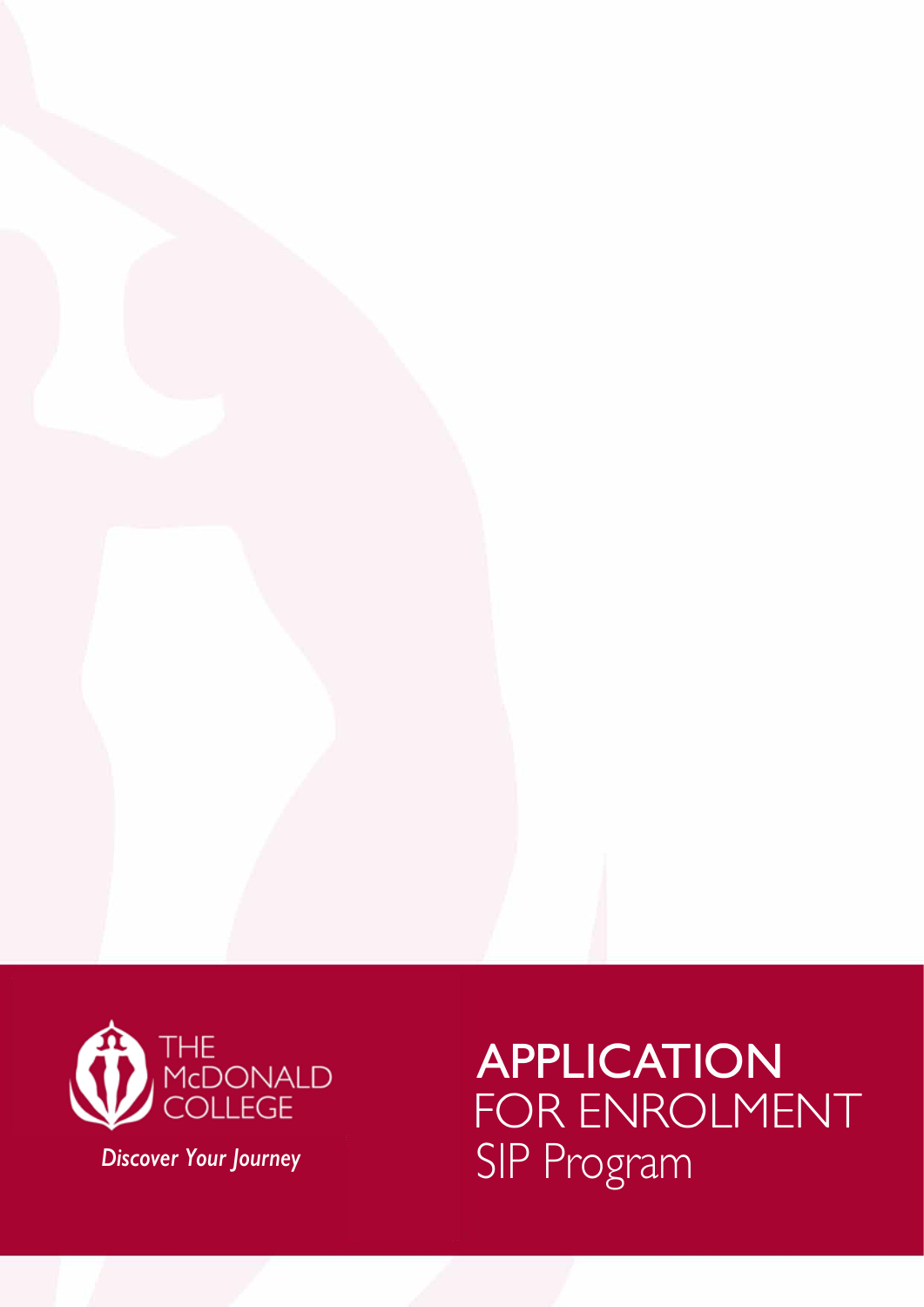THE McDONALD COLLEGE

*Discover Your Journey*

# APPLICATION FOR ENROLMENT SIP Program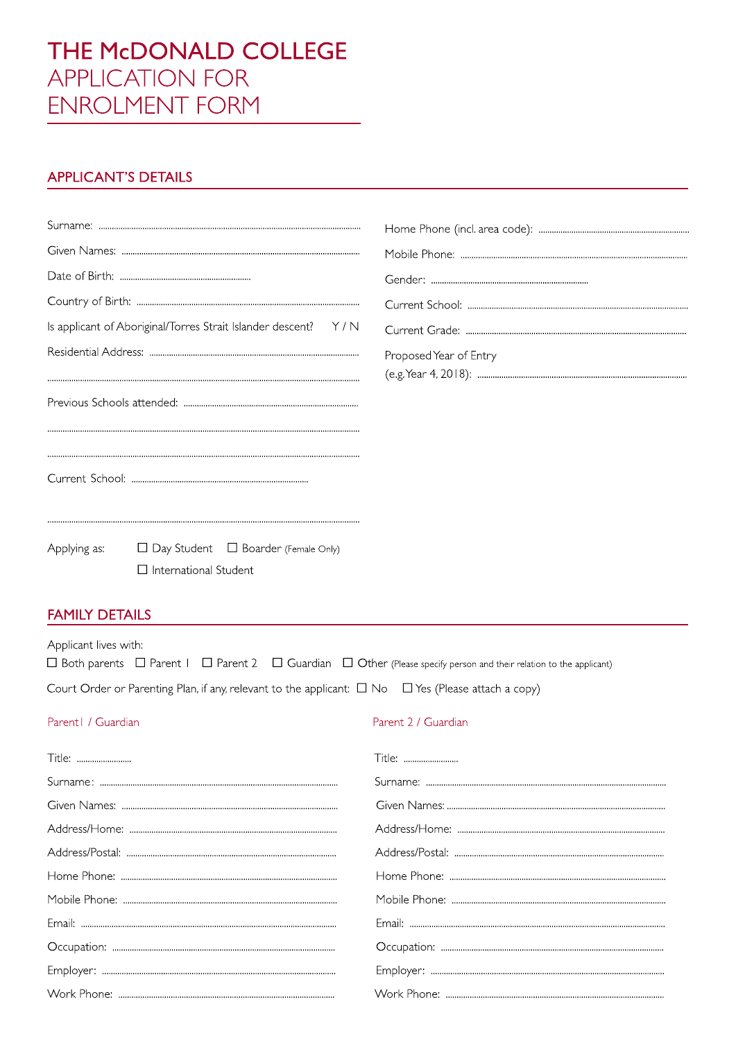# THE McDONALD COLLEGE
# APPLICATION FOR ENROLMENT FORM

## APPLICANT'S DETAILS

Surname: ..............................................................................................

Given Names: ..............................................................................................

Date of Birth: ..............................................................

Country of Birth: ..............................................................................................

Is applicant of Aboriginal/Torres Strait Islander descent? Y / N

Residential Address: ..............................................................................................

..............................................................................................

Previous Schools attended: ..............................................................................................

..............................................................................................

..............................................................................................

Current School: ..............................................................................

..............................................................................................

Applying as: ☐ Day Student ☐ Boarder (Female Only)

☐ International Student

Home Phone (incl. area code): ..............................................................

Mobile Phone: ..............................................................................................

Gender: ..............................................................

Current School: ..............................................................................................

Current Grade: ..............................................................................................

Proposed Year of Entry
(e.g. Year 4, 2018): ..............................................................................................

## FAMILY DETAILS

Applicant lives with:

☐ Both parents ☐ Parent 1 ☐ Parent 2 ☐ Guardian ☐ Other (Please specify person and their relation to the applicant)

Court Order or Parenting Plan, if any, relevant to the applicant: ☐ No ☐ Yes (Please attach a copy)

### Parent 1 / Guardian

Title: ........................

Surname: ..............................................................................................

Given Names: ..............................................................................................

Address/Home: ..............................................................................................

Address/Postal: ..............................................................................................

Home Phone: ..............................................................................................

Mobile Phone: ..............................................................................................

Email: ..............................................................................................

Occupation: ..............................................................................................

Employer: ..............................................................................................

Work Phone: ..............................................................................................

### Parent 2 / Guardian

Title: ........................

Surname: ..............................................................................................

Given Names: ..............................................................................................

Address/Home: ..............................................................................................

Address/Postal: ..............................................................................................

Home Phone: ..............................................................................................

Mobile Phone: ..............................................................................................

Email: ..............................................................................................

Occupation: ..............................................................................................

Employer: ..............................................................................................

Work Phone: ..............................................................................................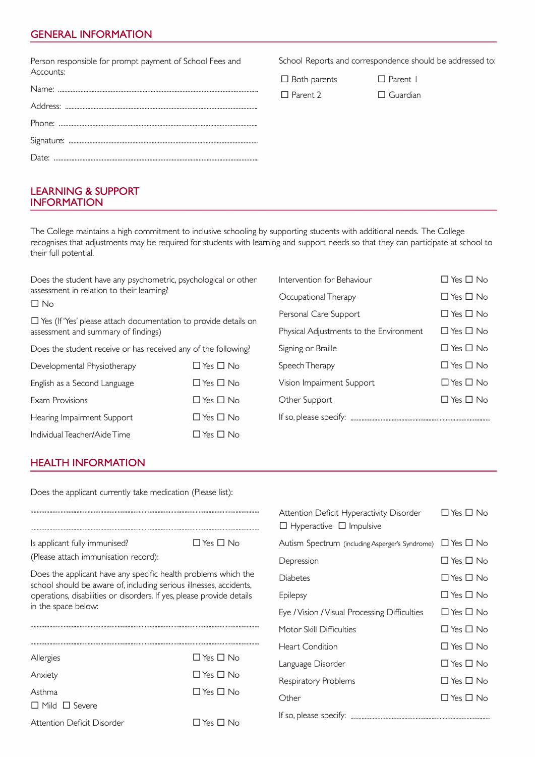## GENERAL INFORMATION

Person responsible for prompt payment of School Fees and Accounts:

Name: ..................................................................................................

Address: ..................................................................................................

Phone: ..................................................................................................

Signature: ..................................................................................................

Date: ..................................................................................................

School Reports and correspondence should be addressed to:

☐ Both parents ☐ Parent 1

☐ Parent 2 ☐ Guardian

## LEARNING & SUPPORT INFORMATION

The College maintains a high commitment to inclusive schooling by supporting students with additional needs. The College recognises that adjustments may be required for students with learning and support needs so that they can participate at school to their full potential.

Does the student have any psychometric, psychological or other assessment in relation to their learning?

☐ No

☐ Yes (If 'Yes' please attach documentation to provide details on assessment and summary of findings)

Does the student receive or has received any of the following?

| | |
|---|---|
| Developmental Physiotherapy | ☐ Yes ☐ No |
| English as a Second Language | ☐ Yes ☐ No |
| Exam Provisions | ☐ Yes ☐ No |
| Hearing Impairment Support | ☐ Yes ☐ No |
| Individual Teacher/Aide Time | ☐ Yes ☐ No |
| Intervention for Behaviour | ☐ Yes ☐ No |
| Occupational Therapy | ☐ Yes ☐ No |
| Personal Care Support | ☐ Yes ☐ No |
| Physical Adjustments to the Environment | ☐ Yes ☐ No |
| Signing or Braille | ☐ Yes ☐ No |
| Speech Therapy | ☐ Yes ☐ No |
| Vision Impairment Support | ☐ Yes ☐ No |
| Other Support | ☐ Yes ☐ No |

If so, please specify: ..................................................................................................

## HEALTH INFORMATION

Does the applicant currently take medication (Please list):

..................................................................................................

..................................................................................................

Is applicant fully immunised? ☐ Yes ☐ No

(Please attach immunisation record):

Does the applicant have any specific health problems which the school should be aware of, including serious illnesses, accidents, operations, disabilities or disorders. If yes, please provide details in the space below:

..................................................................................................

..................................................................................................

| | |
|---|---|
| Allergies | ☐ Yes ☐ No |
| Anxiety | ☐ Yes ☐ No |
| Asthma (☐ Mild ☐ Severe) | ☐ Yes ☐ No |
| Attention Deficit Disorder | ☐ Yes ☐ No |
| Attention Deficit Hyperactivity Disorder (☐ Hyperactive ☐ Impulsive) | ☐ Yes ☐ No |
| Autism Spectrum (including Asperger's Syndrome) | ☐ Yes ☐ No |
| Depression | ☐ Yes ☐ No |
| Diabetes | ☐ Yes ☐ No |
| Epilepsy | ☐ Yes ☐ No |
| Eye / Vision / Visual Processing Difficulties | ☐ Yes ☐ No |
| Motor Skill Difficulties | ☐ Yes ☐ No |
| Heart Condition | ☐ Yes ☐ No |
| Language Disorder | ☐ Yes ☐ No |
| Respiratory Problems | ☐ Yes ☐ No |
| Other | ☐ Yes ☐ No |

If so, please specify: ..................................................................................................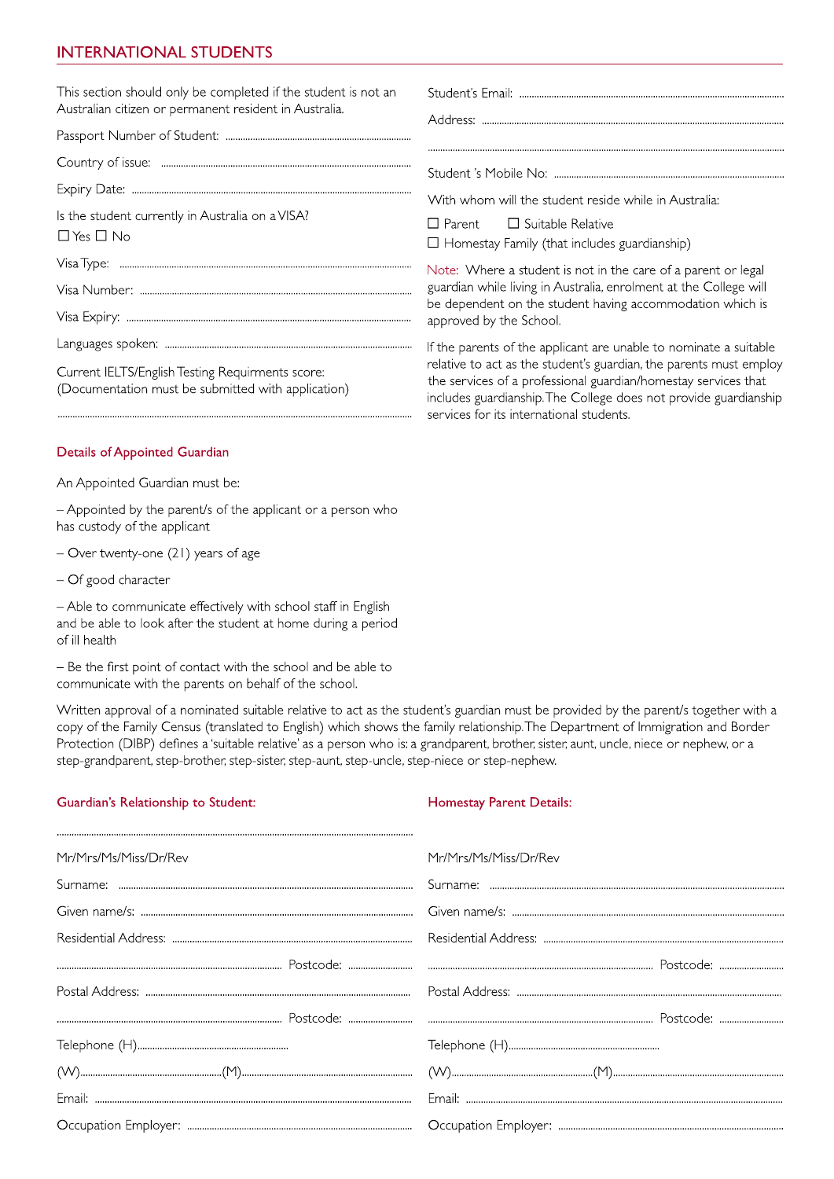## INTERNATIONAL STUDENTS

This section should only be completed if the student is not an Australian citizen or permanent resident in Australia.

Passport Number of Student: ..........................................................................

Country of issue: ..........................................................................

Expiry Date: ..........................................................................

Is the student currently in Australia on a VISA?

☐ Yes ☐ No

Visa Type: ..........................................................................

Visa Number: ..........................................................................

Visa Expiry: ..........................................................................

Languages spoken: ..........................................................................

Current IELTS/English Testing Requirments score:
(Documentation must be submitted with application)

..........................................................................

Student's Email: ..........................................................................

Address: ..........................................................................

..........................................................................

Student 's Mobile No: ..........................................................................

With whom will the student reside while in Australia:

☐ Parent ☐ Suitable Relative

☐ Homestay Family (that includes guardianship)

Note: Where a student is not in the care of a parent or legal guardian while living in Australia, enrolment at the College will be dependent on the student having accommodation which is approved by the School.

If the parents of the applicant are unable to nominate a suitable relative to act as the student's guardian, the parents must employ the services of a professional guardian/homestay services that includes guardianship. The College does not provide guardianship services for its international students.

### Details of Appointed Guardian

An Appointed Guardian must be:

– Appointed by the parent/s of the applicant or a person who has custody of the applicant

– Over twenty-one (21) years of age

– Of good character

– Able to communicate effectively with school staff in English and be able to look after the student at home during a period of ill health

– Be the first point of contact with the school and be able to communicate with the parents on behalf of the school.

Written approval of a nominated suitable relative to act as the student's guardian must be provided by the parent/s together with a copy of the Family Census (translated to English) which shows the family relationship. The Department of Immigration and Border Protection (DIBP) defines a 'suitable relative' as a person who is: a grandparent, brother, sister, aunt, uncle, niece or nephew, or a step-grandparent, step-brother, step-sister, step-aunt, step-uncle, step-niece or step-nephew.

### Guardian's Relationship to Student:

..........................................................................

Mr/Mrs/Ms/Miss/Dr/Rev

Surname: ..........................................................................

Given name/s: ..........................................................................

Residential Address: ..........................................................................

.......................................................... Postcode: ....................

Postal Address: ..........................................................................

.......................................................... Postcode: ....................

Telephone (H)..........................................................

(W)..........................................(M)..........................................

Email: ..........................................................................

Occupation Employer: ..........................................................................

### Homestay Parent Details:

Mr/Mrs/Ms/Miss/Dr/Rev

Surname: ..........................................................................

Given name/s: ..........................................................................

Residential Address: ..........................................................................

.......................................................... Postcode: ....................

Postal Address: ..........................................................................

.......................................................... Postcode: ....................

Telephone (H)..........................................................

(W)..........................................(M)..........................................

Email: ..........................................................................

Occupation Employer: ..........................................................................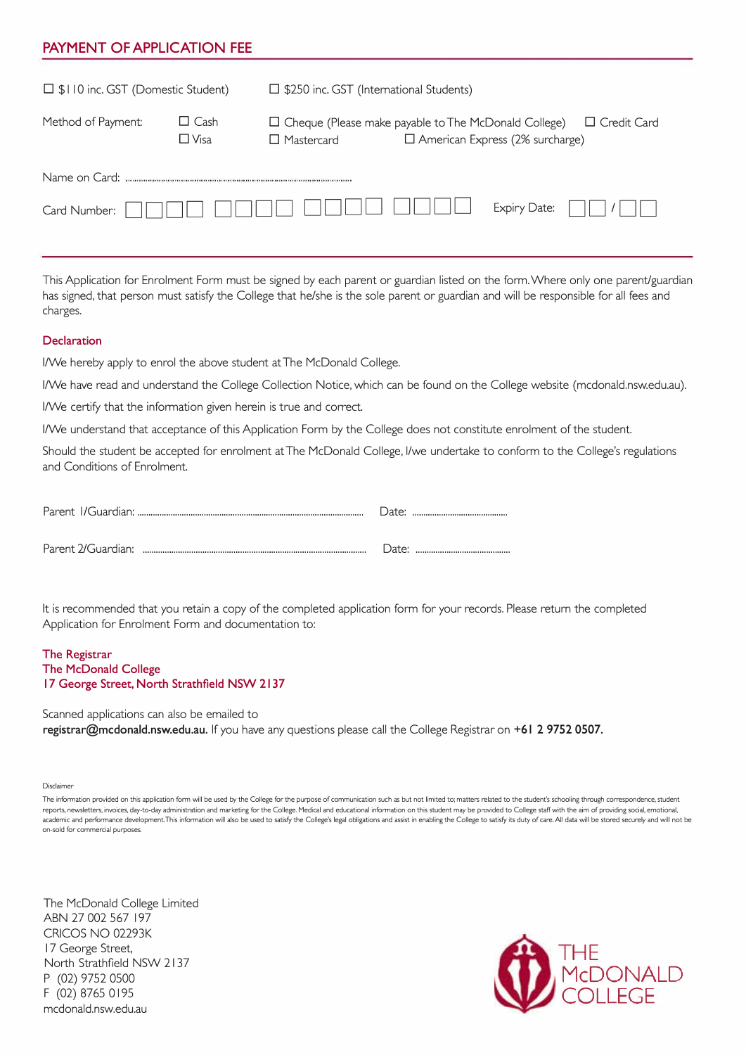## PAYMENT OF APPLICATION FEE

☐ $110 inc. GST (Domestic Student) ☐ $250 inc. GST (International Students)

Method of Payment: ☐ Cash ☐ Cheque (Please make payable to The McDonald College) ☐ Credit Card ☐ Visa ☐ Mastercard ☐ American Express (2% surcharge)

Name on Card: ..........................................................................................

Card Number: ☐☐☐☐ ☐☐☐☐ ☐☐☐☐ ☐☐☐☐ Expiry Date: ☐☐ / ☐☐

This Application for Enrolment Form must be signed by each parent or guardian listed on the form. Where only one parent/guardian has signed, that person must satisfy the College that he/she is the sole parent or guardian and will be responsible for all fees and charges.

### Declaration

I/We hereby apply to enrol the above student at The McDonald College.

I/We have read and understand the College Collection Notice, which can be found on the College website (mcdonald.nsw.edu.au).

I/We certify that the information given herein is true and correct.

I/We understand that acceptance of this Application Form by the College does not constitute enrolment of the student.

Should the student be accepted for enrolment at The McDonald College, I/we undertake to conform to the College's regulations and Conditions of Enrolment.

Parent 1/Guardian: .......................................................................................... Date: ..........................................

Parent 2/Guardian: .......................................................................................... Date: ..........................................

It is recommended that you retain a copy of the completed application form for your records. Please return the completed Application for Enrolment Form and documentation to:

**The Registrar**
**The McDonald College**
**17 George Street, North Strathfield NSW 2137**

Scanned applications can also be emailed to **registrar@mcdonald.nsw.edu.au.** If you have any questions please call the College Registrar on **+61 2 9752 0507.**

Disclaimer

The information provided on this application form will be used by the College for the purpose of communication such as but not limited to; matters related to the student's schooling through correspondence, student reports, newsletters, invoices, day-to-day administration and marketing for the College. Medical and educational information on this student may be provided to College staff with the aim of providing social, emotional, academic and performance development. This information will also be used to satisfy the College's legal obligations and assist in enabling the College to satisfy its duty of care. All data will be stored securely and will not be on-sold for commercial purposes.

The McDonald College Limited
ABN 27 002 567 197
CRICOS NO 02293K
17 George Street,
North Strathfield NSW 2137
P (02) 9752 0500
F (02) 8765 0195
mcdonald.nsw.edu.au

THE McDONALD COLLEGE